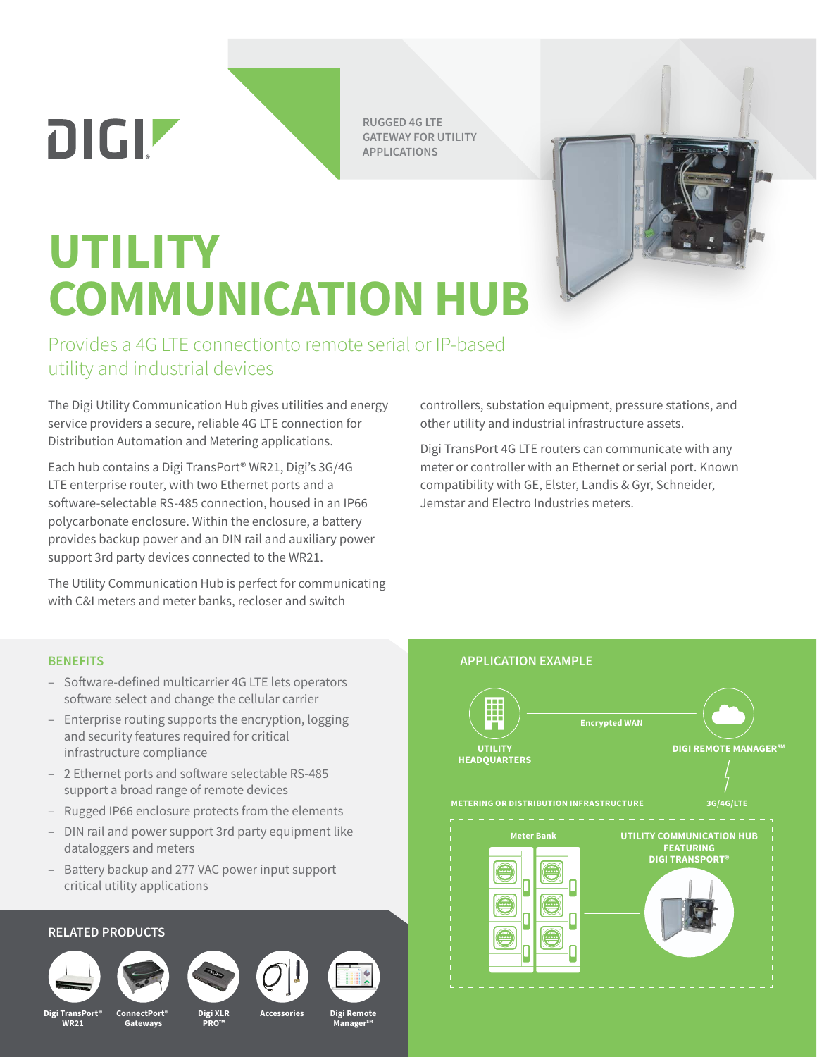DIGI

RUGGED 4G LTE GATEWAY FOR UTILITY APPLICATIONS

# UTILITY COMMUNICATION HUB

## Provides a 4G LTE connectionto remote serial or IP-based utility and industrial devices

The Digi Utility Communication Hub gives utilities and energy service providers a secure, reliable 4G LTE connection for Distribution Automation and Metering applications.

Each hub contains a Digi TransPort® WR21, Digi's 3G/4G LTE enterprise router, with two Ethernet ports and a software-selectable RS-485 connection, housed in an IP66 polycarbonate enclosure. Within the enclosure, a battery provides backup power and an DIN rail and auxiliary power support 3rd party devices connected to the WR21.

The Utility Communication Hub is perfect for communicating with C&I meters and meter banks, recloser and switch controllers, substation equipment, pressure stations, and other utility and industrial infrastructure assets.

Digi TransPort 4G LTE routers can communicate with any meter or controller with an Ethernet or serial port. Known compatibility with GE, Elster, Landis & Gyr, Schneider, Jemstar and Electro Industries meters.

### BENEFITS

- Software-defined multicarrier 4G LTE lets operators software select and change the cellular carrier
- Enterprise routing supports the encryption, logging and security features required for critical infrastructure compliance
- 2 Ethernet ports and software selectable RS-485 support a broad range of remote devices
- Rugged IP66 enclosure protects from the elements
- DIN rail and power support 3rd party equipment like dataloggers and meters
- Battery backup and 277 VAC power input support critical utility applications

### APPLICATION EXAMPLE

UTILITY HEADQUARTERS — Encrypted WAN — DIGI REMOTE MANAGER[SM]

3G/4G/LTE

METERING OR DISTRIBUTION INFRASTRUCTURE

Meter Bank

UTILITY COMMUNICATION HUB FEATURING DIGI TRANSPORT®

### RELATED PRODUCTS

- Digi TransPort® WR21
- ConnectPort® Gateways
- Digi XLR PRO™
- Accessories
- Digi Remote Manager[SM]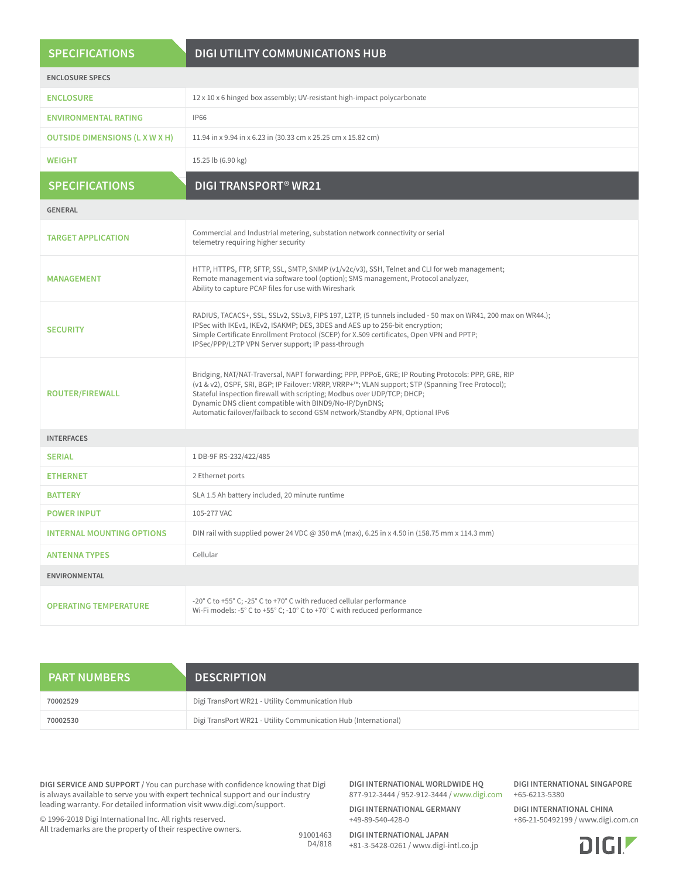| SPECIFICATIONS | DIGI UTILITY COMMUNICATIONS HUB |
|---|---|
| **ENCLOSURE SPECS** | |
| ENCLOSURE | 12 x 10 x 6 hinged box assembly; UV-resistant high-impact polycarbonate |
| ENVIRONMENTAL RATING | IP66 |
| OUTSIDE DIMENSIONS (L X W X H) | 11.94 in x 9.94 in x 6.23 in (30.33 cm x 25.25 cm x 15.82 cm) |
| WEIGHT | 15.25 lb (6.90 kg) |

| SPECIFICATIONS | DIGI TRANSPORT® WR21 |
|---|---|
| **GENERAL** | |
| TARGET APPLICATION | Commercial and Industrial metering, substation network connectivity or serial telemetry requiring higher security |
| MANAGEMENT | HTTP, HTTPS, FTP, SFTP, SSL, SMTP, SNMP (v1/v2c/v3), SSH, Telnet and CLI for web management; Remote management via software tool (option); SMS management, Protocol analyzer, Ability to capture PCAP files for use with Wireshark |
| SECURITY | RADIUS, TACACS+, SSL, SSLv2, SSLv3, FIPS 197, L2TP, (5 tunnels included - 50 max on WR41, 200 max on WR44.); IPSec with IKEv1, IKEv2, ISAKMP; DES, 3DES and AES up to 256-bit encryption; Simple Certificate Enrollment Protocol (SCEP) for X.509 certificates, Open VPN and PPTP; IPSec/PPP/L2TP VPN Server support; IP pass-through |
| ROUTER/FIREWALL | Bridging, NAT/NAT-Traversal, NAPT forwarding; PPP, PPPoE, GRE; IP Routing Protocols: PPP, GRE, RIP (v1 & v2), OSPF, SRI, BGP; IP Failover: VRRP, VRRP+™; VLAN support; STP (Spanning Tree Protocol); Stateful inspection firewall with scripting; Modbus over UDP/TCP; DHCP; Dynamic DNS client compatible with BIND9/No-IP/DynDNS; Automatic failover/failback to second GSM network/Standby APN, Optional IPv6 |
| **INTERFACES** | |
| SERIAL | 1 DB-9F RS-232/422/485 |
| ETHERNET | 2 Ethernet ports |
| BATTERY | SLA 1.5 Ah battery included, 20 minute runtime |
| POWER INPUT | 105-277 VAC |
| INTERNAL MOUNTING OPTIONS | DIN rail with supplied power 24 VDC @ 350 mA (max), 6.25 in x 4.50 in (158.75 mm x 114.3 mm) |
| ANTENNA TYPES | Cellular |
| **ENVIRONMENTAL** | |
| OPERATING TEMPERATURE | -20° C to +55° C; -25° C to +70° C with reduced cellular performance<br>Wi-Fi models: -5° C to +55° C; -10° C to +70° C with reduced performance |

| PART NUMBERS | DESCRIPTION |
|---|---|
| 70002529 | Digi TransPort WR21 - Utility Communication Hub |
| 70002530 | Digi TransPort WR21 - Utility Communication Hub (International) |

**DIGI SERVICE AND SUPPORT /** You can purchase with confidence knowing that Digi is always available to serve you with expert technical support and our industry leading warranty. For detailed information visit www.digi.com/support.

© 1996-2018 Digi International Inc. All rights reserved.
All trademarks are the property of their respective owners.

91001463
D4/818

**DIGI INTERNATIONAL WORLDWIDE HQ**
877-912-3444 / 952-912-3444 / www.digi.com

**DIGI INTERNATIONAL GERMANY**
+49-89-540-428-0

**DIGI INTERNATIONAL JAPAN**
+81-3-5428-0261 / www.digi-intl.co.jp

**DIGI INTERNATIONAL SINGAPORE**
+65-6213-5380

**DIGI INTERNATIONAL CHINA**
+86-21-50492199 / www.digi.com.cn